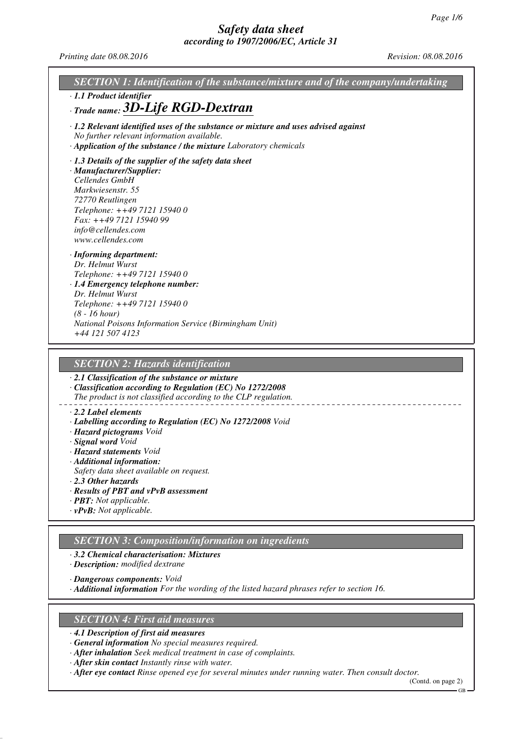# Safety data sheet
*according to 1907/2006/EC, Article 31*

*Printing date 08.08.2016* *Revision: 08.08.2016*

## SECTION 1: Identification of the substance/mixture and of the company/undertaking

· **1.1 Product identifier**

· **Trade name: 3D-Life RGD-Dextran**

· **1.2 Relevant identified uses of the substance or mixture and uses advised against**
No further relevant information available.

· **Application of the substance / the mixture** Laboratory chemicals

· **1.3 Details of the supplier of the safety data sheet**

· **Manufacturer/Supplier:**
Cellendes GmbH
Markwiesenstr. 55
72770 Reutlingen
Telephone: ++49 7121 15940 0
Fax: ++49 7121 15940 99
info@cellendes.com
www.cellendes.com

· **Informing department:**
Dr. Helmut Wurst
Telephone: ++49 7121 15940 0

· **1.4 Emergency telephone number:**
Dr. Helmut Wurst
Telephone: ++49 7121 15940 0
(8 - 16 hour)
National Poisons Information Service (Birmingham Unit)
+44 121 507 4123

## SECTION 2: Hazards identification

· **2.1 Classification of the substance or mixture**

· **Classification according to Regulation (EC) No 1272/2008**
The product is not classified according to the CLP regulation.

· **2.2 Label elements**

· **Labelling according to Regulation (EC) No 1272/2008** Void

· **Hazard pictograms** Void

· **Signal word** Void

· **Hazard statements** Void

· **Additional information:**
Safety data sheet available on request.

· **2.3 Other hazards**

· **Results of PBT and vPvB assessment**

· **PBT:** Not applicable.

· **vPvB:** Not applicable.

## SECTION 3: Composition/information on ingredients

· **3.2 Chemical characterisation: Mixtures**

· **Description:** modified dextrane

· **Dangerous components:** Void

· **Additional information** For the wording of the listed hazard phrases refer to section 16.

## SECTION 4: First aid measures

· **4.1 Description of first aid measures**

· **General information** No special measures required.

· **After inhalation** Seek medical treatment in case of complaints.

· **After skin contact** Instantly rinse with water.

· **After eye contact** Rinse opened eye for several minutes under running water. Then consult doctor.

(Contd. on page 2)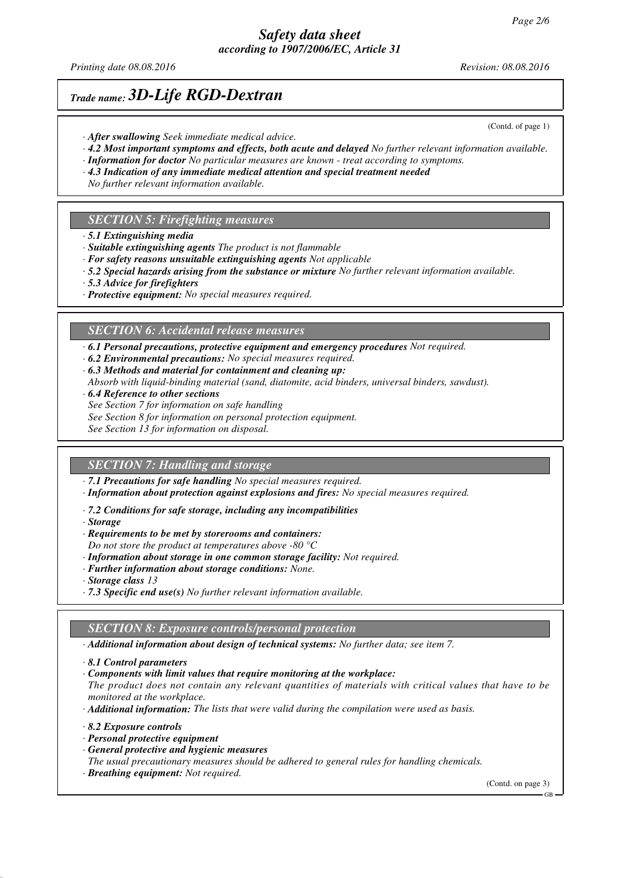*Safety data sheet*
*according to 1907/2006/EC, Article 31*

*Printing date 08.08.2016* *Revision: 08.08.2016*

# *Trade name: 3D-Life RGD-Dextran*

(Contd. of page 1)

· ***After swallowing*** *Seek immediate medical advice.*
· ***4.2 Most important symptoms and effects, both acute and delayed*** *No further relevant information available.*
· ***Information for doctor*** *No particular measures are known - treat according to symptoms.*
· ***4.3 Indication of any immediate medical attention and special treatment needed***
*No further relevant information available.*

## *SECTION 5: Firefighting measures*

· ***5.1 Extinguishing media***
· ***Suitable extinguishing agents*** *The product is not flammable*
· ***For safety reasons unsuitable extinguishing agents*** *Not applicable*
· ***5.2 Special hazards arising from the substance or mixture*** *No further relevant information available.*
· ***5.3 Advice for firefighters***
· ***Protective equipment:*** *No special measures required.*

## *SECTION 6: Accidental release measures*

· ***6.1 Personal precautions, protective equipment and emergency procedures*** *Not required.*
· ***6.2 Environmental precautions:*** *No special measures required.*
· ***6.3 Methods and material for containment and cleaning up:***
*Absorb with liquid-binding material (sand, diatomite, acid binders, universal binders, sawdust).*
· ***6.4 Reference to other sections***
*See Section 7 for information on safe handling*
*See Section 8 for information on personal protection equipment.*
*See Section 13 for information on disposal.*

## *SECTION 7: Handling and storage*

· ***7.1 Precautions for safe handling*** *No special measures required.*
· ***Information about protection against explosions and fires:*** *No special measures required.*

· ***7.2 Conditions for safe storage, including any incompatibilities***
· ***Storage***
· ***Requirements to be met by storerooms and containers:***
*Do not store the product at temperatures above -80 °C*
· ***Information about storage in one common storage facility:*** *Not required.*
· ***Further information about storage conditions:*** *None.*
· ***Storage class*** *13*
· ***7.3 Specific end use(s)*** *No further relevant information available.*

## *SECTION 8: Exposure controls/personal protection*

· ***Additional information about design of technical systems:*** *No further data; see item 7.*

· ***8.1 Control parameters***
· ***Components with limit values that require monitoring at the workplace:***
*The product does not contain any relevant quantities of materials with critical values that have to be monitored at the workplace.*
· ***Additional information:*** *The lists that were valid during the compilation were used as basis.*

· ***8.2 Exposure controls***
· ***Personal protective equipment***
· ***General protective and hygienic measures***
*The usual precautionary measures should be adhered to general rules for handling chemicals.*
· ***Breathing equipment:*** *Not required.*

(Contd. on page 3)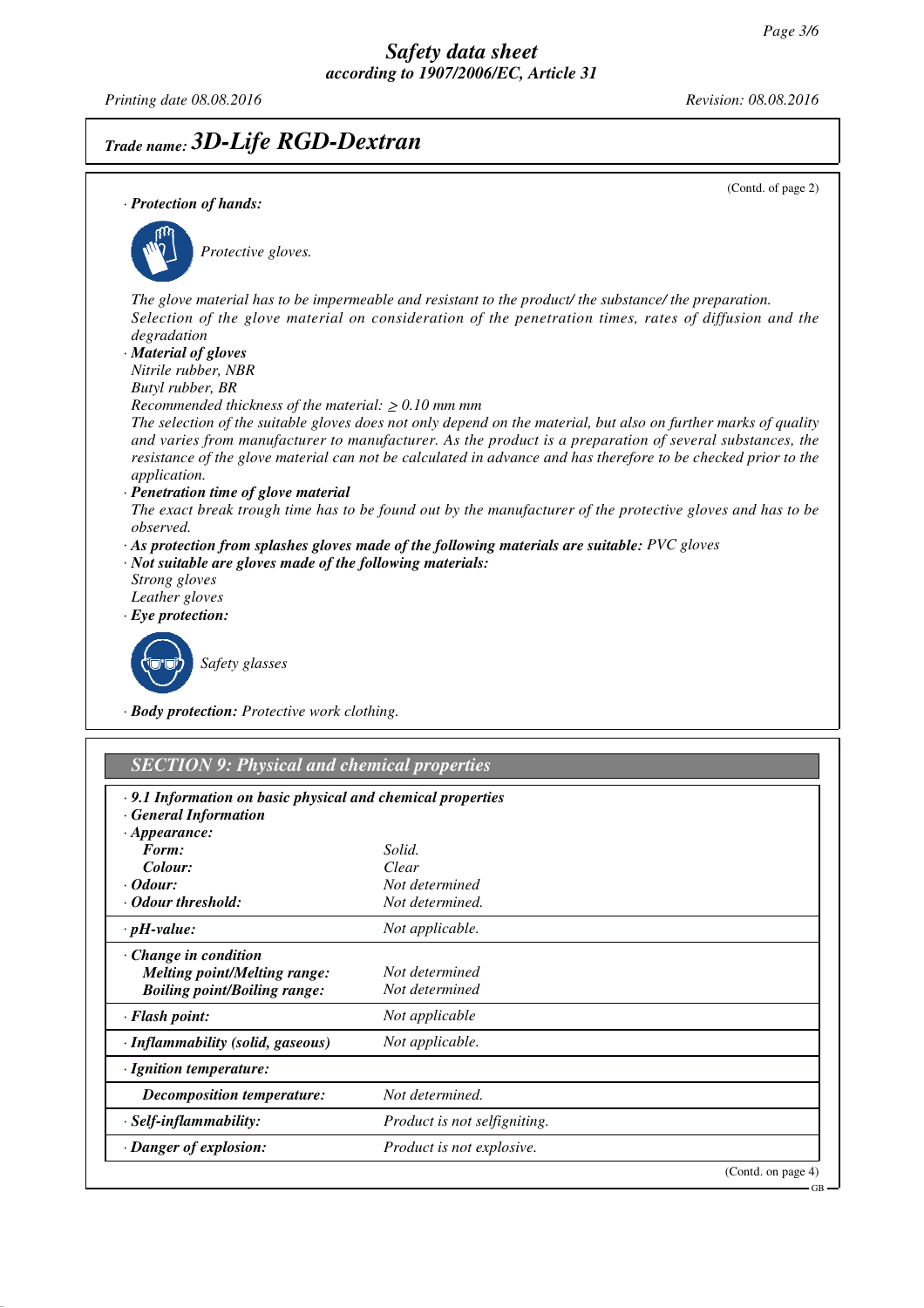## Trade name: 3D-Life RGD-Dextran

(Contd. of page 2)

· **Protection of hands:**

Protective gloves.

The glove material has to be impermeable and resistant to the product/ the substance/ the preparation.
Selection of the glove material on consideration of the penetration times, rates of diffusion and the degradation

· **Material of gloves**
Nitrile rubber, NBR
Butyl rubber, BR
Recommended thickness of the material: $\geq$ 0.10 mm mm
The selection of the suitable gloves does not only depend on the material, but also on further marks of quality and varies from manufacturer to manufacturer. As the product is a preparation of several substances, the resistance of the glove material can not be calculated in advance and has therefore to be checked prior to the application.

· **Penetration time of glove material**
The exact break trough time has to be found out by the manufacturer of the protective gloves and has to be observed.

· **As protection from splashes gloves made of the following materials are suitable:** PVC gloves

· **Not suitable are gloves made of the following materials:**
Strong gloves
Leather gloves

· **Eye protection:**

Safety glasses

· **Body protection:** Protective work clothing.

## SECTION 9: Physical and chemical properties

| · **9.1 Information on basic physical and chemical properties** | |
|---|---|
| · **General Information** | |
| · **Appearance:** | |
| **Form:** | Solid. |
| **Colour:** | Clear |
| · **Odour:** | Not determined |
| · **Odour threshold:** | Not determined. |
| · **pH-value:** | Not applicable. |
| · **Change in condition** | |
| **Melting point/Melting range:** | Not determined |
| **Boiling point/Boiling range:** | Not determined |
| · **Flash point:** | Not applicable |
| · **Inflammability (solid, gaseous)** | Not applicable. |
| · **Ignition temperature:** | |
| **Decomposition temperature:** | Not determined. |
| · **Self-inflammability:** | Product is not selfigniting. |
| · **Danger of explosion:** | Product is not explosive. |

(Contd. on page 4)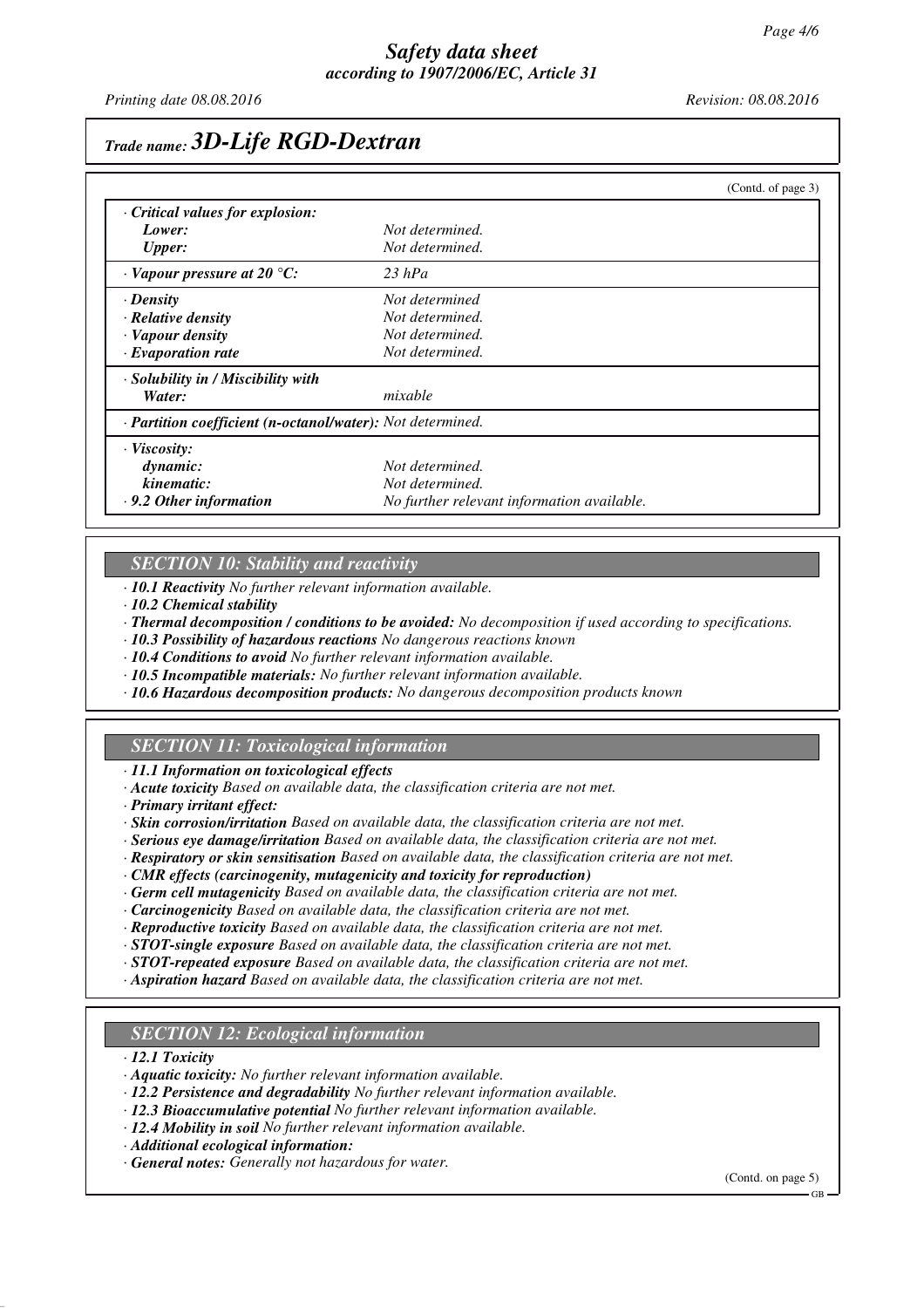# Trade name: 3D-Life RGD-Dextran

(Contd. of page 3)

| | |
|---|---|
| · **Critical values for explosion:** | |
| **Lower:** | Not determined. |
| **Upper:** | Not determined. |
| · **Vapour pressure at 20 °C:** | 23 hPa |
| · **Density** | Not determined |
| · **Relative density** | Not determined. |
| · **Vapour density** | Not determined. |
| · **Evaporation rate** | Not determined. |
| · **Solubility in / Miscibility with** | |
| **Water:** | mixable |
| · **Partition coefficient (n-octanol/water):** | Not determined. |
| · **Viscosity:** | |
| **dynamic:** | Not determined. |
| **kinematic:** | Not determined. |
| · **9.2 Other information** | No further relevant information available. |

## SECTION 10: Stability and reactivity

· **10.1 Reactivity** No further relevant information available.
· **10.2 Chemical stability**
· **Thermal decomposition / conditions to be avoided:** No decomposition if used according to specifications.
· **10.3 Possibility of hazardous reactions** No dangerous reactions known
· **10.4 Conditions to avoid** No further relevant information available.
· **10.5 Incompatible materials:** No further relevant information available.
· **10.6 Hazardous decomposition products:** No dangerous decomposition products known

## SECTION 11: Toxicological information

· **11.1 Information on toxicological effects**
· **Acute toxicity** Based on available data, the classification criteria are not met.
· **Primary irritant effect:**
· **Skin corrosion/irritation** Based on available data, the classification criteria are not met.
· **Serious eye damage/irritation** Based on available data, the classification criteria are not met.
· **Respiratory or skin sensitisation** Based on available data, the classification criteria are not met.
· **CMR effects (carcinogenity, mutagenicity and toxicity for reproduction)**
· **Germ cell mutagenicity** Based on available data, the classification criteria are not met.
· **Carcinogenicity** Based on available data, the classification criteria are not met.
· **Reproductive toxicity** Based on available data, the classification criteria are not met.
· **STOT-single exposure** Based on available data, the classification criteria are not met.
· **STOT-repeated exposure** Based on available data, the classification criteria are not met.
· **Aspiration hazard** Based on available data, the classification criteria are not met.

## SECTION 12: Ecological information

· **12.1 Toxicity**
· **Aquatic toxicity:** No further relevant information available.
· **12.2 Persistence and degradability** No further relevant information available.
· **12.3 Bioaccumulative potential** No further relevant information available.
· **12.4 Mobility in soil** No further relevant information available.
· **Additional ecological information:**
· **General notes:** Generally not hazardous for water.

(Contd. on page 5)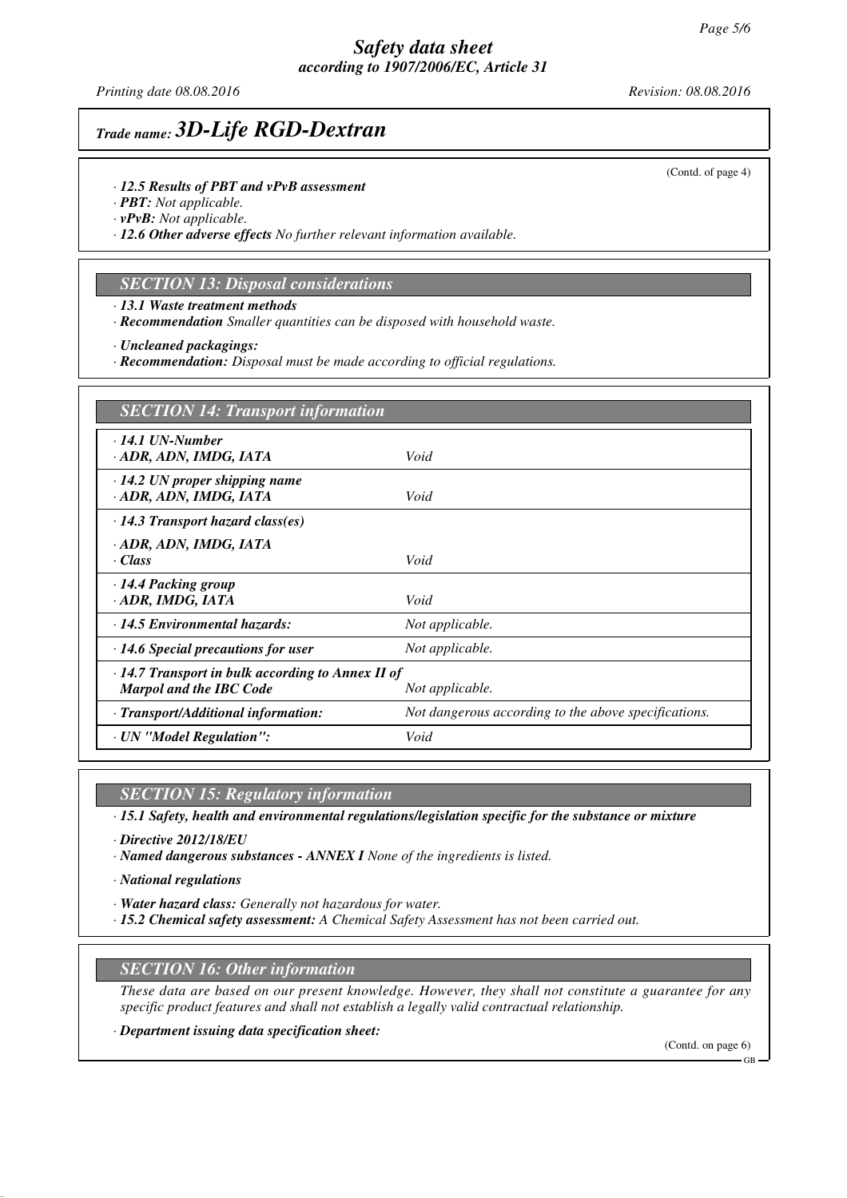# Trade name: 3D-Life RGD-Dextran

(Contd. of page 4)

· **12.5 Results of PBT and vPvB assessment**
· **PBT:** Not applicable.
· **vPvB:** Not applicable.
· **12.6 Other adverse effects** No further relevant information available.

## SECTION 13: Disposal considerations

· **13.1 Waste treatment methods**
· **Recommendation** Smaller quantities can be disposed with household waste.

· **Uncleaned packagings:**
· **Recommendation:** Disposal must be made according to official regulations.

## SECTION 14: Transport information

| | |
|---|---|
| · **14.1 UN-Number**<br>· **ADR, ADN, IMDG, IATA** | Void |
| · **14.2 UN proper shipping name**<br>· **ADR, ADN, IMDG, IATA** | Void |
| · **14.3 Transport hazard class(es)**<br>· **ADR, ADN, IMDG, IATA**<br>· **Class** | Void |
| · **14.4 Packing group**<br>· **ADR, IMDG, IATA** | Void |
| · **14.5 Environmental hazards:** | Not applicable. |
| · **14.6 Special precautions for user** | Not applicable. |
| · **14.7 Transport in bulk according to Annex II of Marpol and the IBC Code** | Not applicable. |
| · **Transport/Additional information:** | Not dangerous according to the above specifications. |
| · **UN "Model Regulation":** | Void |

## SECTION 15: Regulatory information

· **15.1 Safety, health and environmental regulations/legislation specific for the substance or mixture**

· **Directive 2012/18/EU**
· **Named dangerous substances - ANNEX I** None of the ingredients is listed.

· **National regulations**

· **Water hazard class:** Generally not hazardous for water.
· **15.2 Chemical safety assessment:** A Chemical Safety Assessment has not been carried out.

## SECTION 16: Other information

These data are based on our present knowledge. However, they shall not constitute a guarantee for any specific product features and shall not establish a legally valid contractual relationship.

· **Department issuing data specification sheet:**

(Contd. on page 6)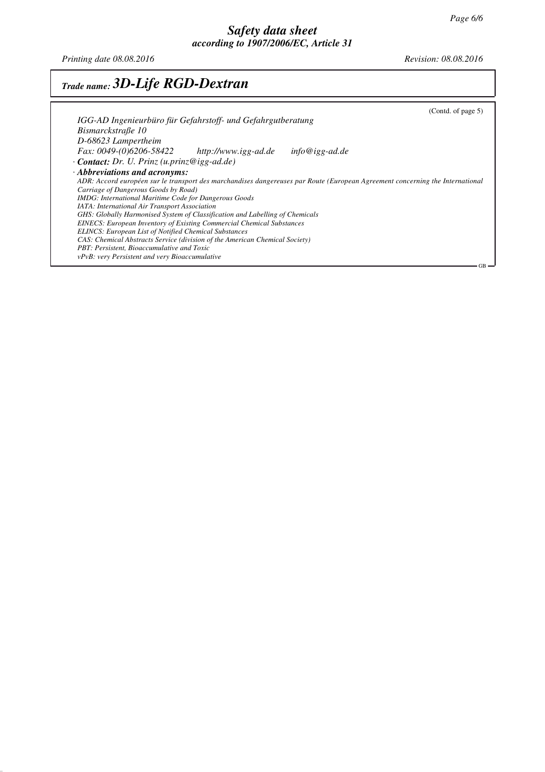## *Trade name:* ***3D-Life RGD-Dextran***

(Contd. of page 5)

*IGG-AD Ingenieurbüro für Gefahrstoff- und Gefahrgutberatung*
*Bismarckstraße 10*
*D-68623 Lampertheim*
*Fax: 0049-(0)6206-58422    http://www.igg-ad.de    info@igg-ad.de*

· ***Contact:*** *Dr. U. Prinz (u.prinz@igg-ad.de)*

· ***Abbreviations and acronyms:***

*ADR: Accord européen sur le transport des marchandises dangereuses par Route (European Agreement concerning the International Carriage of Dangerous Goods by Road)*
*IMDG: International Maritime Code for Dangerous Goods*
*IATA: International Air Transport Association*
*GHS: Globally Harmonised System of Classification and Labelling of Chemicals*
*EINECS: European Inventory of Existing Commercial Chemical Substances*
*ELINCS: European List of Notified Chemical Substances*
*CAS: Chemical Abstracts Service (division of the American Chemical Society)*
*PBT: Persistent, Bioaccumulative and Toxic*
*vPvB: very Persistent and very Bioaccumulative*